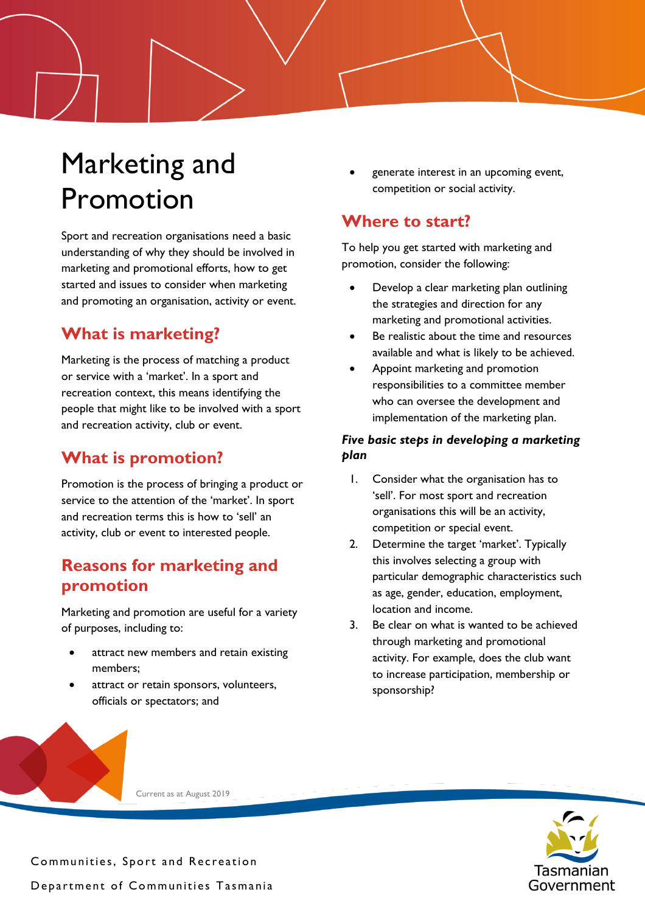# Marketing and Promotion

Sport and recreation organisations need a basic understanding of why they should be involved in marketing and promotional efforts, how to get started and issues to consider when marketing and promoting an organisation, activity or event.

## What is marketing?

Marketing is the process of matching a product or service with a 'market'. In a sport and recreation context, this means identifying the people that might like to be involved with a sport and recreation activity, club or event.

## What is promotion?

Promotion is the process of bringing a product or service to the attention of the 'market'. In sport and recreation terms this is how to 'sell' an activity, club or event to interested people.

## Reasons for marketing and promotion

Marketing and promotion are useful for a variety of purposes, including to:

- attract new members and retain existing members;
- attract or retain sponsors, volunteers, officials or spectators; and
- generate interest in an upcoming event, competition or social activity.

## Where to start?

To help you get started with marketing and promotion, consider the following:

- Develop a clear marketing plan outlining the strategies and direction for any marketing and promotional activities.
- Be realistic about the time and resources available and what is likely to be achieved.
- Appoint marketing and promotion responsibilities to a committee member who can oversee the development and implementation of the marketing plan.

***Five basic steps in developing a marketing plan***

1. Consider what the organisation has to 'sell'. For most sport and recreation organisations this will be an activity, competition or special event.
2. Determine the target 'market'. Typically this involves selecting a group with particular demographic characteristics such as age, gender, education, employment, location and income.
3. Be clear on what is wanted to be achieved through marketing and promotional activity. For example, does the club want to increase participation, membership or sponsorship?

Current as at August 2019

Communities, Sport and Recreation

Department of Communities Tasmania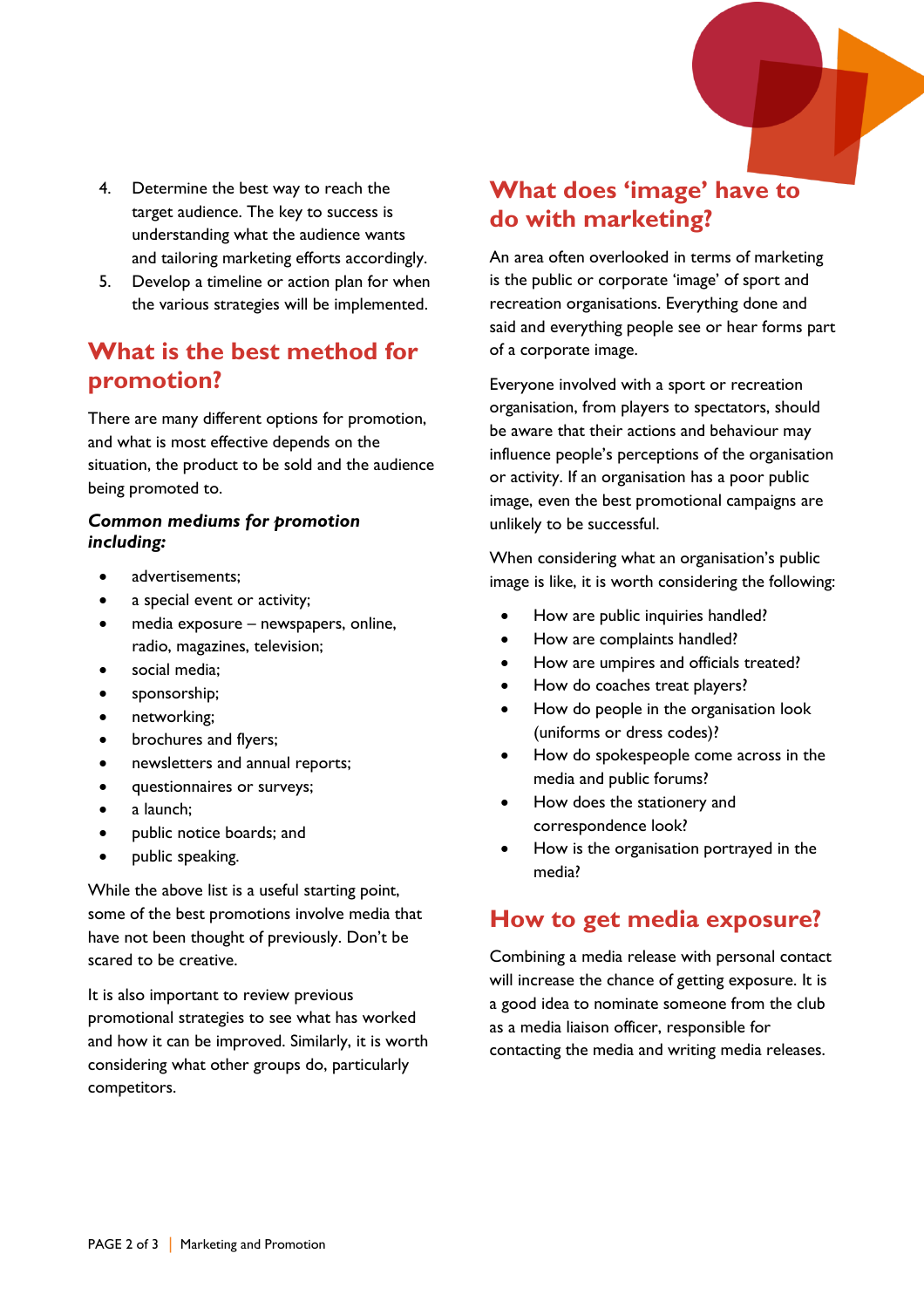4. Determine the best way to reach the target audience. The key to success is understanding what the audience wants and tailoring marketing efforts accordingly.
5. Develop a timeline or action plan for when the various strategies will be implemented.

## What is the best method for promotion?

There are many different options for promotion, and what is most effective depends on the situation, the product to be sold and the audience being promoted to.

***Common mediums for promotion including:***

- advertisements;
- a special event or activity;
- media exposure – newspapers, online, radio, magazines, television;
- social media;
- sponsorship;
- networking;
- brochures and flyers;
- newsletters and annual reports;
- questionnaires or surveys;
- a launch;
- public notice boards; and
- public speaking.

While the above list is a useful starting point, some of the best promotions involve media that have not been thought of previously. Don't be scared to be creative.

It is also important to review previous promotional strategies to see what has worked and how it can be improved. Similarly, it is worth considering what other groups do, particularly competitors.

## What does 'image' have to do with marketing?

An area often overlooked in terms of marketing is the public or corporate 'image' of sport and recreation organisations. Everything done and said and everything people see or hear forms part of a corporate image.

Everyone involved with a sport or recreation organisation, from players to spectators, should be aware that their actions and behaviour may influence people's perceptions of the organisation or activity. If an organisation has a poor public image, even the best promotional campaigns are unlikely to be successful.

When considering what an organisation's public image is like, it is worth considering the following:

- How are public inquiries handled?
- How are complaints handled?
- How are umpires and officials treated?
- How do coaches treat players?
- How do people in the organisation look (uniforms or dress codes)?
- How do spokespeople come across in the media and public forums?
- How does the stationery and correspondence look?
- How is the organisation portrayed in the media?

## How to get media exposure?

Combining a media release with personal contact will increase the chance of getting exposure. It is a good idea to nominate someone from the club as a media liaison officer, responsible for contacting the media and writing media releases.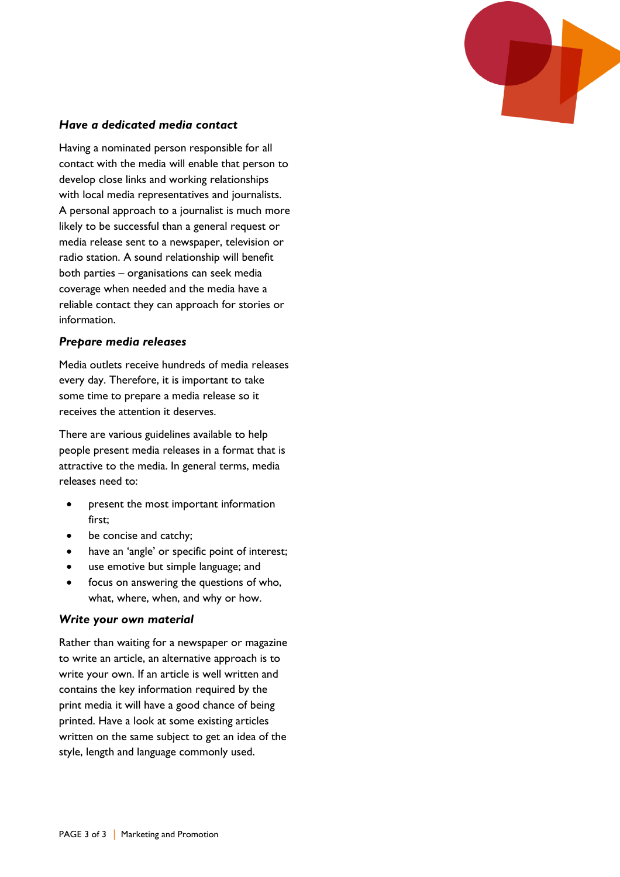### *Have a dedicated media contact*

Having a nominated person responsible for all contact with the media will enable that person to develop close links and working relationships with local media representatives and journalists. A personal approach to a journalist is much more likely to be successful than a general request or media release sent to a newspaper, television or radio station. A sound relationship will benefit both parties – organisations can seek media coverage when needed and the media have a reliable contact they can approach for stories or information.

### *Prepare media releases*

Media outlets receive hundreds of media releases every day. Therefore, it is important to take some time to prepare a media release so it receives the attention it deserves.

There are various guidelines available to help people present media releases in a format that is attractive to the media. In general terms, media releases need to:

- present the most important information first;
- be concise and catchy;
- have an 'angle' or specific point of interest;
- use emotive but simple language; and
- focus on answering the questions of who, what, where, when, and why or how.

### *Write your own material*

Rather than waiting for a newspaper or magazine to write an article, an alternative approach is to write your own. If an article is well written and contains the key information required by the print media it will have a good chance of being printed. Have a look at some existing articles written on the same subject to get an idea of the style, length and language commonly used.